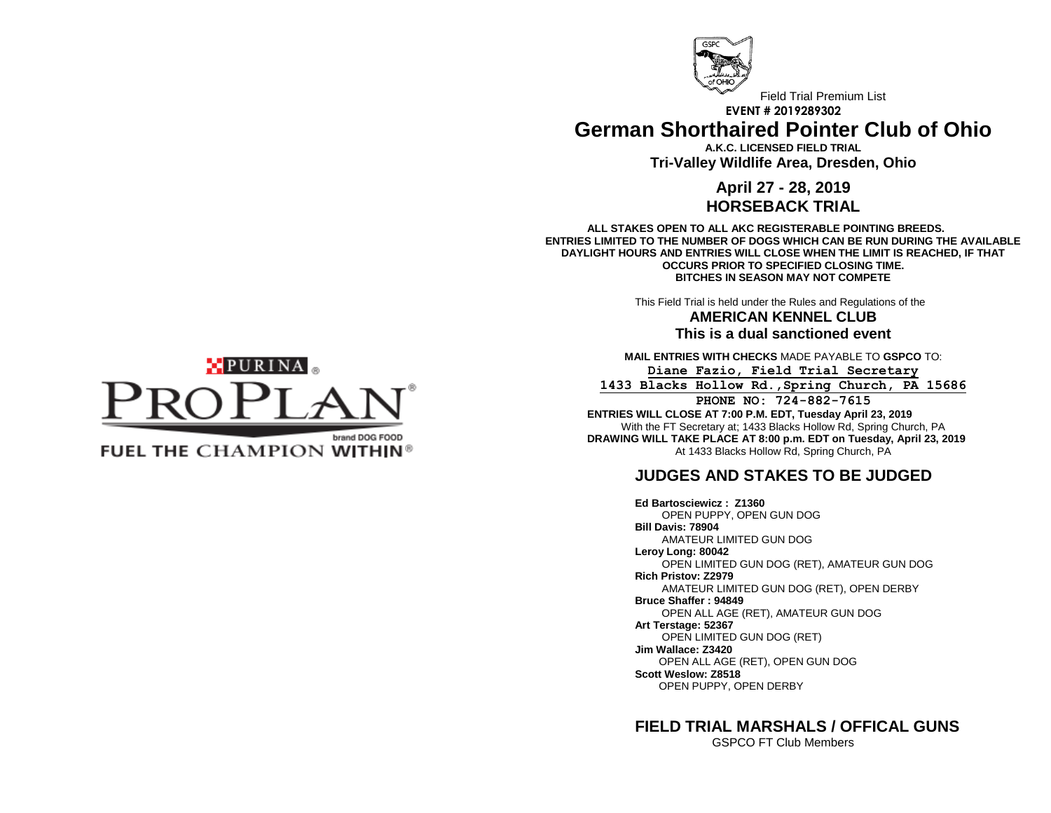Field Trial Premium List

**EVENT # 2019289302**

# German Shorthaired Pointer Club of Ohio

**A.K.C. LICENSED FIELD TRIAL**

**Tri-Valley Wildlife Area, Dresden, Ohio**

## April 27 - 28, 2019
## HORSEBACK TRIAL

**ALL STAKES OPEN TO ALL AKC REGISTERABLE POINTING BREEDS.**
**ENTRIES LIMITED TO THE NUMBER OF DOGS WHICH CAN BE RUN DURING THE AVAILABLE DAYLIGHT HOURS AND ENTRIES WILL CLOSE WHEN THE LIMIT IS REACHED, IF THAT OCCURS PRIOR TO SPECIFIED CLOSING TIME.**
**BITCHES IN SEASON MAY NOT COMPETE**

This Field Trial is held under the Rules and Regulations of the

**AMERICAN KENNEL CLUB**

**This is a dual sanctioned event**

**MAIL ENTRIES WITH CHECKS** MADE PAYABLE TO **GSPCO** TO:

**Diane Fazio, Field Trial Secretary**
**1433 Blacks Hollow Rd.,Spring Church, PA 15686**
**PHONE NO: 724-882-7615**

**ENTRIES WILL CLOSE AT 7:00 P.M. EDT, Tuesday April 23, 2019**
With the FT Secretary at; 1433 Blacks Hollow Rd, Spring Church, PA
**DRAWING WILL TAKE PLACE AT 8:00 p.m. EDT on Tuesday, April 23, 2019**
At 1433 Blacks Hollow Rd, Spring Church, PA

## JUDGES AND STAKES TO BE JUDGED

**Ed Bartosciewicz : Z1360**
OPEN PUPPY, OPEN GUN DOG

**Bill Davis: 78904**
AMATEUR LIMITED GUN DOG

**Leroy Long: 80042**
OPEN LIMITED GUN DOG (RET), AMATEUR GUN DOG

**Rich Pristov: Z2979**
AMATEUR LIMITED GUN DOG (RET), OPEN DERBY

**Bruce Shaffer : 94849**
OPEN ALL AGE (RET), AMATEUR GUN DOG

**Art Terstage: 52367**
OPEN LIMITED GUN DOG (RET)

**Jim Wallace: Z3420**
OPEN ALL AGE (RET), OPEN GUN DOG

**Scott Weslow: Z8518**
OPEN PUPPY, OPEN DERBY

## FIELD TRIAL MARSHALS / OFFICAL GUNS

GSPCO FT Club Members

PURINA PROPLAN brand DOG FOOD
FUEL THE CHAMPION WITHIN®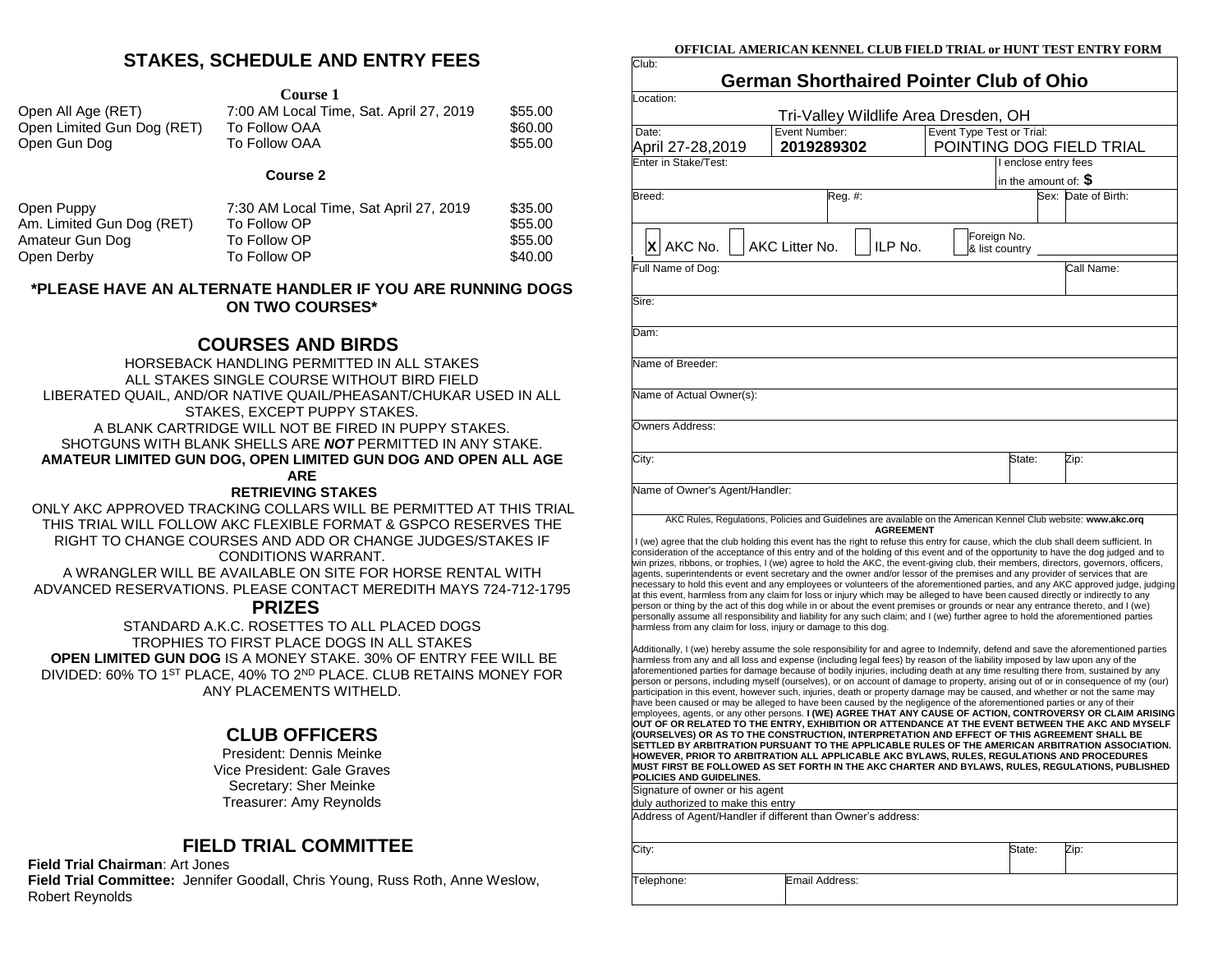## STAKES, SCHEDULE AND ENTRY FEES

**Course 1**

| | | |
|---|---|---|
| Open All Age (RET) | 7:00 AM Local Time, Sat. April 27, 2019 | $55.00 |
| Open Limited Gun Dog (RET) | To Follow OAA | $60.00 |
| Open Gun Dog | To Follow OAA | $55.00 |

**Course 2**

| | | |
|---|---|---|
| Open Puppy | 7:30 AM Local Time, Sat April 27, 2019 | $35.00 |
| Am. Limited Gun Dog (RET) | To Follow OP | $55.00 |
| Amateur Gun Dog | To Follow OP | $55.00 |
| Open Derby | To Follow OP | $40.00 |

**\*PLEASE HAVE AN ALTERNATE HANDLER IF YOU ARE RUNNING DOGS ON TWO COURSES\***

## COURSES AND BIRDS

HORSEBACK HANDLING PERMITTED IN ALL STAKES
ALL STAKES SINGLE COURSE WITHOUT BIRD FIELD
LIBERATED QUAIL, AND/OR NATIVE QUAIL/PHEASANT/CHUKAR USED IN ALL STAKES, EXCEPT PUPPY STAKES.
A BLANK CARTRIDGE WILL NOT BE FIRED IN PUPPY STAKES.
SHOTGUNS WITH BLANK SHELLS ARE ***NOT*** PERMITTED IN ANY STAKE.
**AMATEUR LIMITED GUN DOG, OPEN LIMITED GUN DOG AND OPEN ALL AGE ARE RETRIEVING STAKES**
ONLY AKC APPROVED TRACKING COLLARS WILL BE PERMITTED AT THIS TRIAL
THIS TRIAL WILL FOLLOW AKC FLEXIBLE FORMAT & GSPCO RESERVES THE RIGHT TO CHANGE COURSES AND ADD OR CHANGE JUDGES/STAKES IF CONDITIONS WARRANT.
A WRANGLER WILL BE AVAILABLE ON SITE FOR HORSE RENTAL WITH ADVANCED RESERVATIONS. PLEASE CONTACT MEREDITH MAYS 724-712-1795

## PRIZES

STANDARD A.K.C. ROSETTES TO ALL PLACED DOGS
TROPHIES TO FIRST PLACE DOGS IN ALL STAKES
**OPEN LIMITED GUN DOG** IS A MONEY STAKE. 30% OF ENTRY FEE WILL BE DIVIDED: 60% TO 1ST PLACE, 40% TO 2ND PLACE. CLUB RETAINS MONEY FOR ANY PLACEMENTS WITHELD.

## CLUB OFFICERS

President: Dennis Meinke
Vice President: Gale Graves
Secretary: Sher Meinke
Treasurer: Amy Reynolds

## FIELD TRIAL COMMITTEE

**Field Trial Chairman**: Art Jones
**Field Trial Committee:** Jennifer Goodall, Chris Young, Russ Roth, Anne Weslow, Robert Reynolds

**OFFICIAL AMERICAN KENNEL CLUB FIELD TRIAL or HUNT TEST ENTRY FORM**

Club: **German Shorthaired Pointer Club of Ohio**

Location: Tri-Valley Wildlife Area Dresden, OH

| Date: | Event Number: | Event Type Test or Trial: |
|---|---|---|
| April 27-28,2019 | **2019289302** | POINTING DOG FIELD TRIAL |

Enter in Stake/Test: | I enclose entry fees in the amount of: **$**

Breed: | Reg. #: | Sex: | Date of Birth:

[X] AKC No. [ ] AKC Litter No. [ ] ILP No. [ ] Foreign No. & list country

Full Name of Dog: | Call Name:

Sire:

Dam:

Name of Breeder:

Name of Actual Owner(s):

Owners Address:

City: | State: | Zip:

Name of Owner's Agent/Handler:

AKC Rules, Regulations, Policies and Guidelines are available on the American Kennel Club website: **www.akc.org**

**AGREEMENT**

I (we) agree that the club holding this event has the right to refuse this entry for cause, which the club shall deem sufficient. In consideration of the acceptance of this entry and of the holding of this event and of the opportunity to have the dog judged and to win prizes, ribbons, or trophies, I (we) agree to hold the AKC, the event-giving club, their members, directors, governors, officers, agents, superintendents or event secretary and the owner and/or lessor of the premises and any provider of services that are necessary to hold this event and any employees or volunteers of the aforementioned parties, and any AKC approved judge, judging at this event, harmless from any claim for loss or injury which may be alleged to have been caused directly or indirectly to any person or thing by the act of this dog while in or about the event premises or grounds or near any entrance thereto, and I (we) personally assume all responsibility and liability for any such claim; and I (we) further agree to hold the aforementioned parties harmless from any claim for loss, injury or damage to this dog.

Additionally, I (we) hereby assume the sole responsibility for and agree to Indemnify, defend and save the aforementioned parties harmless from any and all loss and expense (including legal fees) by reason of the liability imposed by law upon any of the aforementioned parties for damage because of bodily injuries, including death at any time resulting there from, sustained by any person or persons, including myself (ourselves), or on account of damage to property, arising out of or in consequence of my (our) participation in this event, however such, injuries, death or property damage may be caused, and whether or not the same may have been caused or may be alleged to have been caused by the negligence of the aforementioned parties or any of their employees, agents, or any other persons. **I (WE) AGREE THAT ANY CAUSE OF ACTION, CONTROVERSY OR CLAIM ARISING OUT OF OR RELATED TO THE ENTRY, EXHIBITION OR ATTENDANCE AT THE EVENT BETWEEN THE AKC AND MYSELF (OURSELVES) OR AS TO THE CONSTRUCTION, INTERPRETATION AND EFFECT OF THIS AGREEMENT SHALL BE SETTLED BY ARBITRATION PURSUANT TO THE APPLICABLE RULES OF THE AMERICAN ARBITRATION ASSOCIATION. HOWEVER, PRIOR TO ARBITRATION ALL APPLICABLE AKC BYLAWS, RULES, REGULATIONS AND PROCEDURES MUST FIRST BE FOLLOWED AS SET FORTH IN THE AKC CHARTER AND BYLAWS, RULES, REGULATIONS, PUBLISHED POLICIES AND GUIDELINES.**

Signature of owner or his agent duly authorized to make this entry

Address of Agent/Handler if different than Owner's address:

City: | State: | Zip:

Telephone: | Email Address: